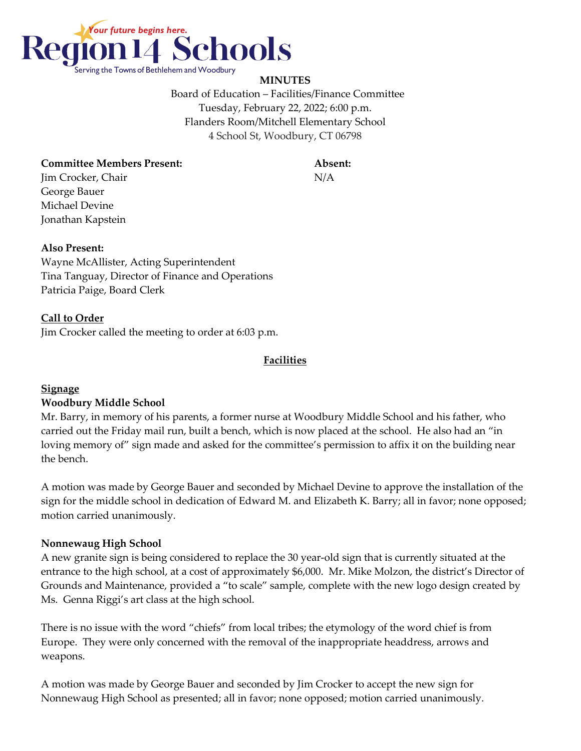Region 14 Schools

*Your future begins here.*

Serving the Towns of Bethlehem and Woodbury

**MINUTES**

Board of Education – Facilities/Finance Committee
Tuesday, February 22, 2022; 6:00 p.m.
Flanders Room/Mitchell Elementary School
4 School St, Woodbury, CT 06798

| **Committee Members Present:** | **Absent:** |
|---|---|
| Jim Crocker, Chair | N/A |
| George Bauer | |
| Michael Devine | |
| Jonathan Kapstein | |

**Also Present:**
Wayne McAllister, Acting Superintendent
Tina Tanguay, Director of Finance and Operations
Patricia Paige, Board Clerk

**Call to Order**

Jim Crocker called the meeting to order at 6:03 p.m.

## Facilities

### Signage

**Woodbury Middle School**

Mr. Barry, in memory of his parents, a former nurse at Woodbury Middle School and his father, who carried out the Friday mail run, built a bench, which is now placed at the school. He also had an "in loving memory of" sign made and asked for the committee's permission to affix it on the building near the bench.

A motion was made by George Bauer and seconded by Michael Devine to approve the installation of the sign for the middle school in dedication of Edward M. and Elizabeth K. Barry; all in favor; none opposed; motion carried unanimously.

**Nonnewaug High School**

A new granite sign is being considered to replace the 30 year-old sign that is currently situated at the entrance to the high school, at a cost of approximately $6,000. Mr. Mike Molzon, the district's Director of Grounds and Maintenance, provided a "to scale" sample, complete with the new logo design created by Ms. Genna Riggi's art class at the high school.

There is no issue with the word "chiefs" from local tribes; the etymology of the word chief is from Europe. They were only concerned with the removal of the inappropriate headdress, arrows and weapons.

A motion was made by George Bauer and seconded by Jim Crocker to accept the new sign for Nonnewaug High School as presented; all in favor; none opposed; motion carried unanimously.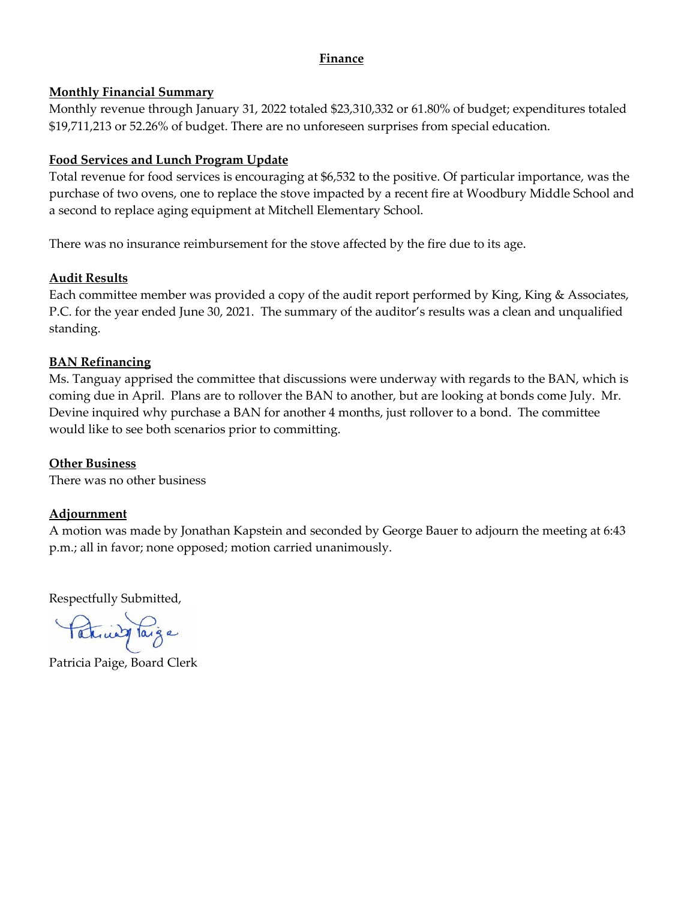## Finance

### Monthly Financial Summary

Monthly revenue through January 31, 2022 totaled $23,310,332 or 61.80% of budget; expenditures totaled $19,711,213 or 52.26% of budget. There are no unforeseen surprises from special education.

### Food Services and Lunch Program Update

Total revenue for food services is encouraging at $6,532 to the positive. Of particular importance, was the purchase of two ovens, one to replace the stove impacted by a recent fire at Woodbury Middle School and a second to replace aging equipment at Mitchell Elementary School.

There was no insurance reimbursement for the stove affected by the fire due to its age.

### Audit Results

Each committee member was provided a copy of the audit report performed by King, King & Associates, P.C. for the year ended June 30, 2021. The summary of the auditor's results was a clean and unqualified standing.

### BAN Refinancing

Ms. Tanguay apprised the committee that discussions were underway with regards to the BAN, which is coming due in April. Plans are to rollover the BAN to another, but are looking at bonds come July. Mr. Devine inquired why purchase a BAN for another 4 months, just rollover to a bond. The committee would like to see both scenarios prior to committing.

### Other Business

There was no other business

### Adjournment

A motion was made by Jonathan Kapstein and seconded by George Bauer to adjourn the meeting at 6:43 p.m.; all in favor; none opposed; motion carried unanimously.

Respectfully Submitted,

Patricia Paige, Board Clerk